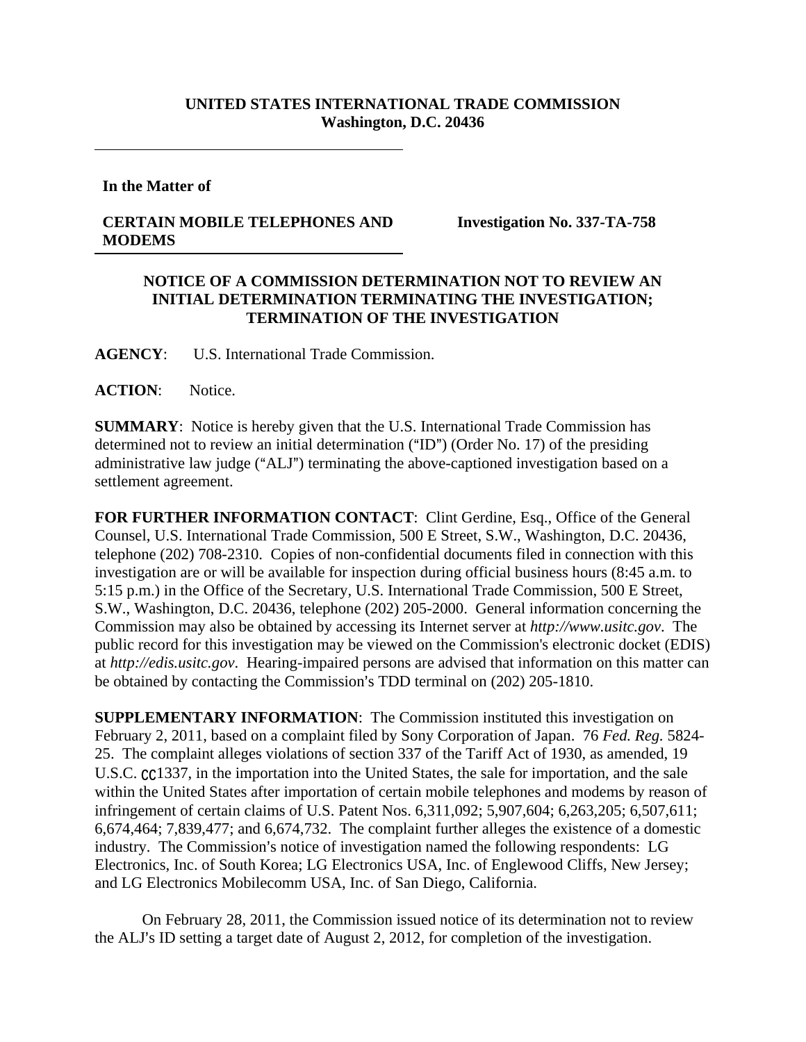**UNITED STATES INTERNATIONAL TRADE COMMISSION**
**Washington, D.C. 20436**

---

**In the Matter of**

**CERTAIN MOBILE TELEPHONES AND MODEMS**

**Investigation No. 337-TA-758**

---

## NOTICE OF A COMMISSION DETERMINATION NOT TO REVIEW AN INITIAL DETERMINATION TERMINATING THE INVESTIGATION; TERMINATION OF THE INVESTIGATION

**AGENCY**: U.S. International Trade Commission.

**ACTION**: Notice.

**SUMMARY**: Notice is hereby given that the U.S. International Trade Commission has determined not to review an initial determination ("ID") (Order No. 17) of the presiding administrative law judge ("ALJ") terminating the above-captioned investigation based on a settlement agreement.

**FOR FURTHER INFORMATION CONTACT**: Clint Gerdine, Esq., Office of the General Counsel, U.S. International Trade Commission, 500 E Street, S.W., Washington, D.C. 20436, telephone (202) 708-2310. Copies of non-confidential documents filed in connection with this investigation are or will be available for inspection during official business hours (8:45 a.m. to 5:15 p.m.) in the Office of the Secretary, U.S. International Trade Commission, 500 E Street, S.W., Washington, D.C. 20436, telephone (202) 205-2000. General information concerning the Commission may also be obtained by accessing its Internet server at *http://www.usitc.gov*. The public record for this investigation may be viewed on the Commission's electronic docket (EDIS) at *http://edis.usitc.gov*. Hearing-impaired persons are advised that information on this matter can be obtained by contacting the Commission's TDD terminal on (202) 205-1810.

**SUPPLEMENTARY INFORMATION**: The Commission instituted this investigation on February 2, 2011, based on a complaint filed by Sony Corporation of Japan. 76 *Fed. Reg.* 5824-25. The complaint alleges violations of section 337 of the Tariff Act of 1930, as amended, 19 U.S.C. §1337, in the importation into the United States, the sale for importation, and the sale within the United States after importation of certain mobile telephones and modems by reason of infringement of certain claims of U.S. Patent Nos. 6,311,092; 5,907,604; 6,263,205; 6,507,611; 6,674,464; 7,839,477; and 6,674,732. The complaint further alleges the existence of a domestic industry. The Commission's notice of investigation named the following respondents: LG Electronics, Inc. of South Korea; LG Electronics USA, Inc. of Englewood Cliffs, New Jersey; and LG Electronics Mobilecomm USA, Inc. of San Diego, California.

On February 28, 2011, the Commission issued notice of its determination not to review the ALJ's ID setting a target date of August 2, 2012, for completion of the investigation.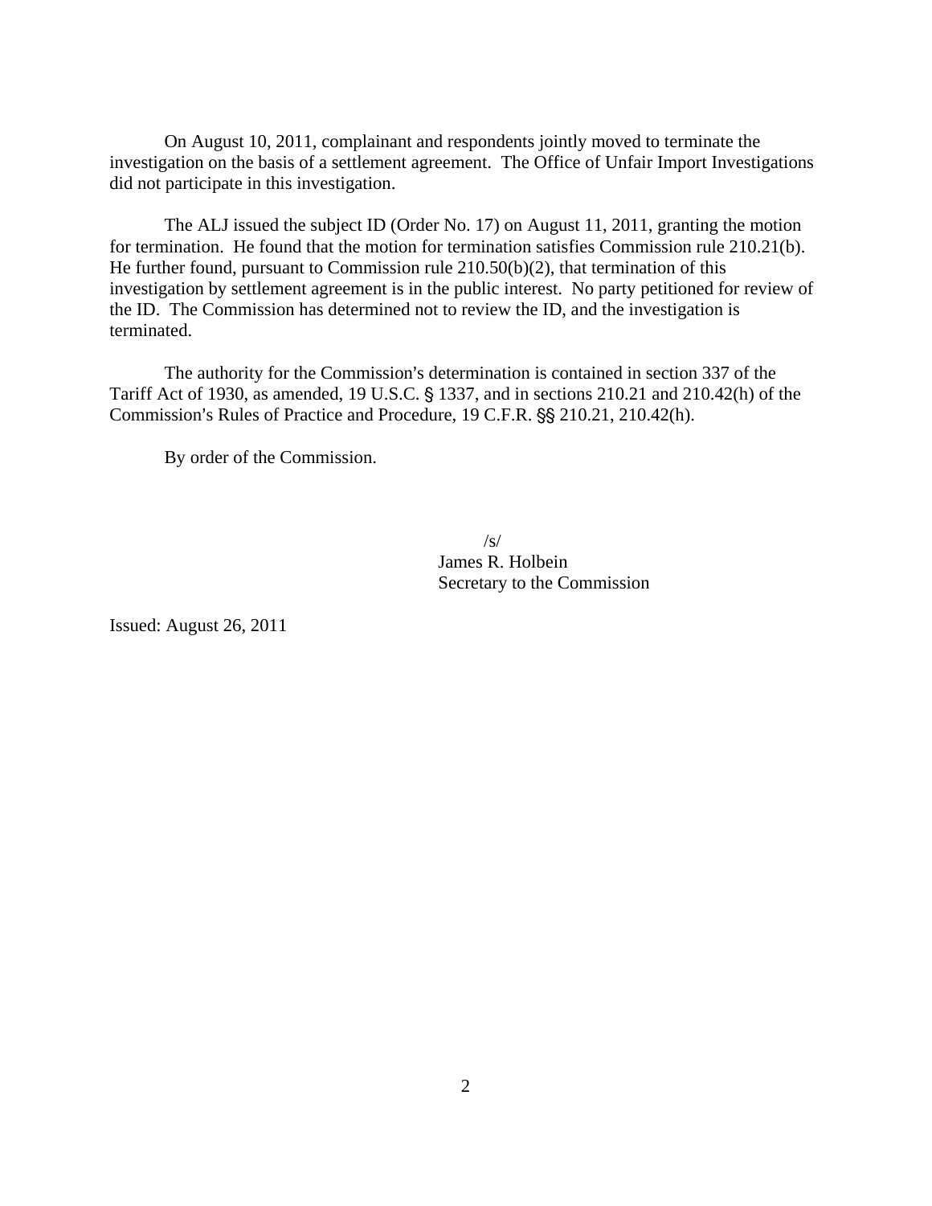On August 10, 2011, complainant and respondents jointly moved to terminate the investigation on the basis of a settlement agreement. The Office of Unfair Import Investigations did not participate in this investigation.

The ALJ issued the subject ID (Order No. 17) on August 11, 2011, granting the motion for termination. He found that the motion for termination satisfies Commission rule 210.21(b). He further found, pursuant to Commission rule 210.50(b)(2), that termination of this investigation by settlement agreement is in the public interest. No party petitioned for review of the ID. The Commission has determined not to review the ID, and the investigation is terminated.

The authority for the Commission's determination is contained in section 337 of the Tariff Act of 1930, as amended, 19 U.S.C. § 1337, and in sections 210.21 and 210.42(h) of the Commission's Rules of Practice and Procedure, 19 C.F.R. §§ 210.21, 210.42(h).

By order of the Commission.

/s/
James R. Holbein
Secretary to the Commission

Issued: August 26, 2011